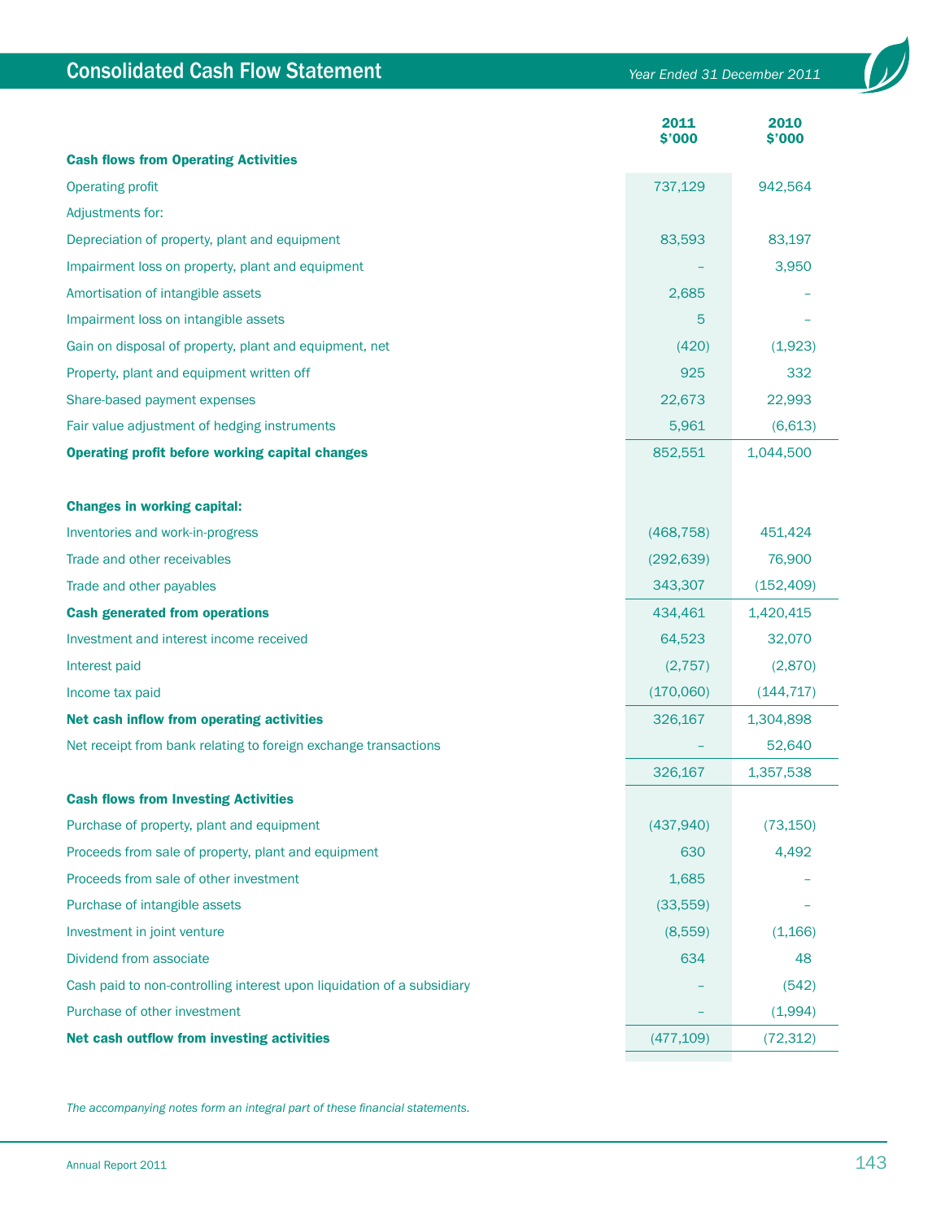# Consolidated Cash Flow Statement

*Year Ended 31 December 2011*

| | 2011 $'000 | 2010 $'000 |
|---|---|---|
| **Cash flows from Operating Activities** | | |
| Operating profit | 737,129 | 942,564 |
| Adjustments for: | | |
| Depreciation of property, plant and equipment | 83,593 | 83,197 |
| Impairment loss on property, plant and equipment | – | 3,950 |
| Amortisation of intangible assets | 2,685 | – |
| Impairment loss on intangible assets | 5 | – |
| Gain on disposal of property, plant and equipment, net | (420) | (1,923) |
| Property, plant and equipment written off | 925 | 332 |
| Share-based payment expenses | 22,673 | 22,993 |
| Fair value adjustment of hedging instruments | 5,961 | (6,613) |
| **Operating profit before working capital changes** | 852,551 | 1,044,500 |
| | | |
| **Changes in working capital:** | | |
| Inventories and work-in-progress | (468,758) | 451,424 |
| Trade and other receivables | (292,639) | 76,900 |
| Trade and other payables | 343,307 | (152,409) |
| **Cash generated from operations** | 434,461 | 1,420,415 |
| Investment and interest income received | 64,523 | 32,070 |
| Interest paid | (2,757) | (2,870) |
| Income tax paid | (170,060) | (144,717) |
| **Net cash inflow from operating activities** | 326,167 | 1,304,898 |
| Net receipt from bank relating to foreign exchange transactions | – | 52,640 |
| | 326,167 | 1,357,538 |
| **Cash flows from Investing Activities** | | |
| Purchase of property, plant and equipment | (437,940) | (73,150) |
| Proceeds from sale of property, plant and equipment | 630 | 4,492 |
| Proceeds from sale of other investment | 1,685 | – |
| Purchase of intangible assets | (33,559) | – |
| Investment in joint venture | (8,559) | (1,166) |
| Dividend from associate | 634 | 48 |
| Cash paid to non-controlling interest upon liquidation of a subsidiary | – | (542) |
| Purchase of other investment | – | (1,994) |
| **Net cash outflow from investing activities** | (477,109) | (72,312) |

*The accompanying notes form an integral part of these financial statements.*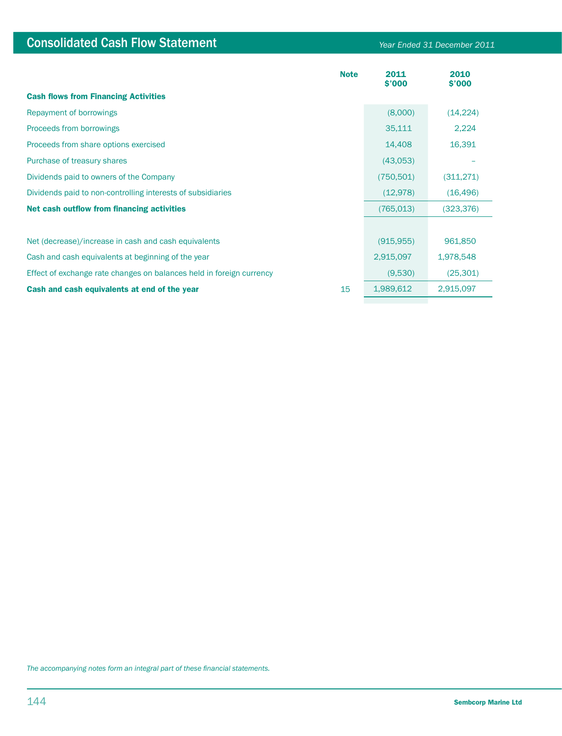## Consolidated Cash Flow Statement

*Year Ended 31 December 2011*

| | Note | 2011 $'000 | 2010 $'000 |
|---|---|---|---|
| **Cash flows from Financing Activities** | | | |
| Repayment of borrowings | | (8,000) | (14,224) |
| Proceeds from borrowings | | 35,111 | 2,224 |
| Proceeds from share options exercised | | 14,408 | 16,391 |
| Purchase of treasury shares | | (43,053) | – |
| Dividends paid to owners of the Company | | (750,501) | (311,271) |
| Dividends paid to non-controlling interests of subsidiaries | | (12,978) | (16,496) |
| **Net cash outflow from financing activities** | | (765,013) | (323,376) |
| | | | |
| Net (decrease)/increase in cash and cash equivalents | | (915,955) | 961,850 |
| Cash and cash equivalents at beginning of the year | | 2,915,097 | 1,978,548 |
| Effect of exchange rate changes on balances held in foreign currency | | (9,530) | (25,301) |
| **Cash and cash equivalents at end of the year** | 15 | 1,989,612 | 2,915,097 |

*The accompanying notes form an integral part of these financial statements.*